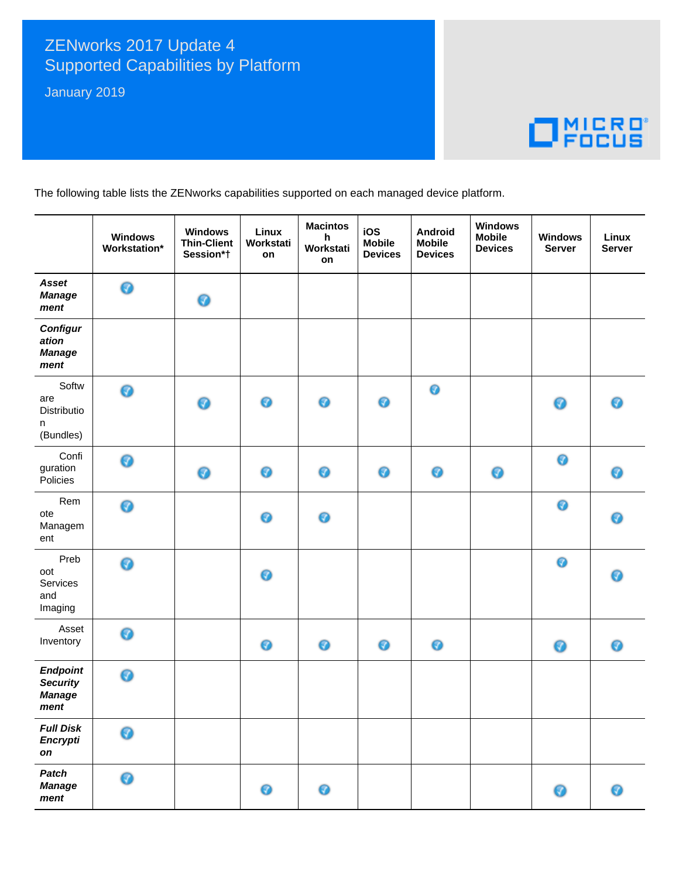ZENworks 2017 Update 4
Supported Capabilities by Platform

January 2019

The following table lists the ZENworks capabilities supported on each managed device platform.

| | Windows Workstation* | Windows Thin-Client Session*† | Linux Workstation | Macintosh Workstation | iOS Mobile Devices | Android Mobile Devices | Windows Mobile Devices | Windows Server | Linux Server |
|---|---|---|---|---|---|---|---|---|---|
| ***Asset Management*** | ✓ | ✓ | | | | | | | |
| ***Configuration Management*** | | | | | | | | | |
| Software Distribution (Bundles) | ✓ | ✓ | ✓ | ✓ | ✓ | ✓ | | ✓ | ✓ |
| Configuration Policies | ✓ | ✓ | ✓ | ✓ | ✓ | ✓ | ✓ | ✓ | ✓ |
| Remote Management | ✓ | | ✓ | ✓ | | | | ✓ | ✓ |
| Preboot Services and Imaging | ✓ | | ✓ | | | | | ✓ | ✓ |
| Asset Inventory | ✓ | | ✓ | ✓ | ✓ | ✓ | | ✓ | ✓ |
| ***Endpoint Security Management*** | ✓ | | | | | | | | |
| ***Full Disk Encryption*** | ✓ | | | | | | | | |
| ***Patch Management*** | ✓ | | ✓ | ✓ | | | | ✓ | ✓ |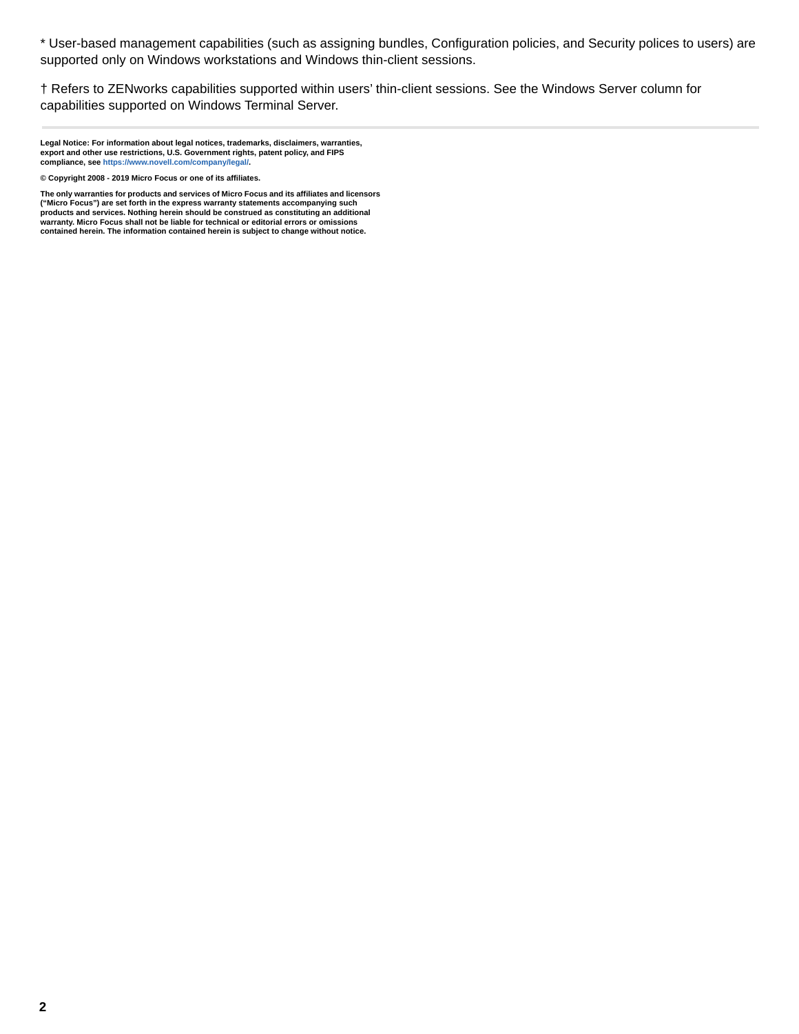* User-based management capabilities (such as assigning bundles, Configuration policies, and Security polices to users) are supported only on Windows workstations and Windows thin-client sessions.

† Refers to ZENworks capabilities supported within users' thin-client sessions. See the Windows Server column for capabilities supported on Windows Terminal Server.

---

**Legal Notice: For information about legal notices, trademarks, disclaimers, warranties, export and other use restrictions, U.S. Government rights, patent policy, and FIPS compliance, see https://www.novell.com/company/legal/.**

**© Copyright 2008 - 2019 Micro Focus or one of its affiliates.**

**The only warranties for products and services of Micro Focus and its affiliates and licensors ("Micro Focus") are set forth in the express warranty statements accompanying such products and services. Nothing herein should be construed as constituting an additional warranty. Micro Focus shall not be liable for technical or editorial errors or omissions contained herein. The information contained herein is subject to change without notice.**